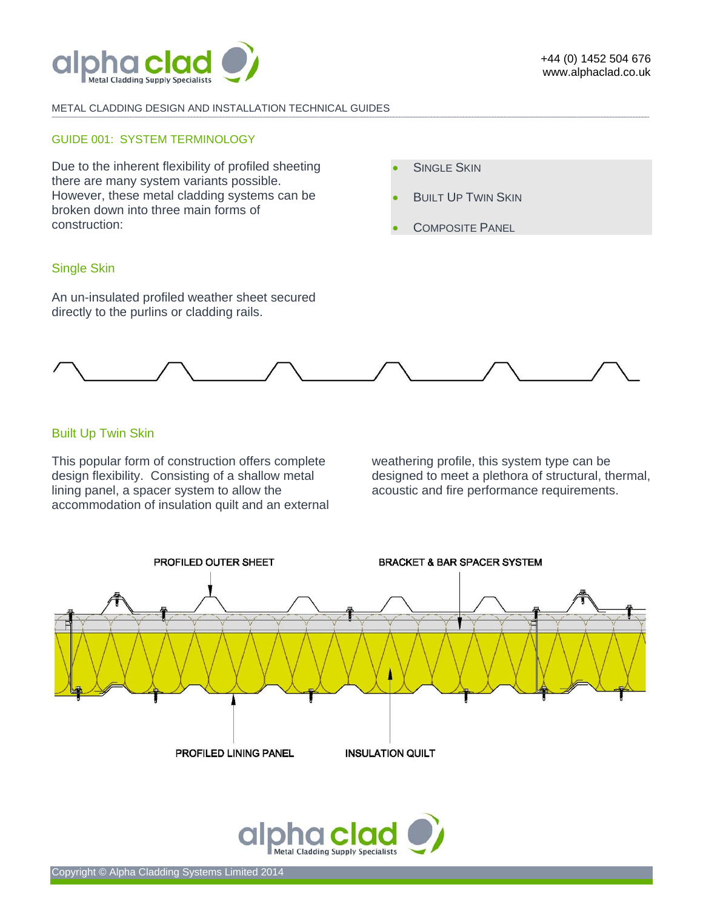METAL CLADDING DESIGN AND INSTALLATION TECHNICAL GUIDES

## GUIDE 001: SYSTEM TERMINOLOGY

Due to the inherent flexibility of profiled sheeting there are many system variants possible. However, these metal cladding systems can be broken down into three main forms of construction:

- SINGLE SKIN
- BUILT UP TWIN SKIN
- COMPOSITE PANEL

### Single Skin

An un-insulated profiled weather sheet secured directly to the purlins or cladding rails.

### Built Up Twin Skin

This popular form of construction offers complete design flexibility. Consisting of a shallow metal lining panel, a spacer system to allow the accommodation of insulation quilt and an external weathering profile, this system type can be designed to meet a plethora of structural, thermal, acoustic and fire performance requirements.

PROFILED OUTER SHEET

BRACKET & BAR SPACER SYSTEM

PROFILED LINING PANEL

INSULATION QUILT

Copyright © Alpha Cladding Systems Limited 2014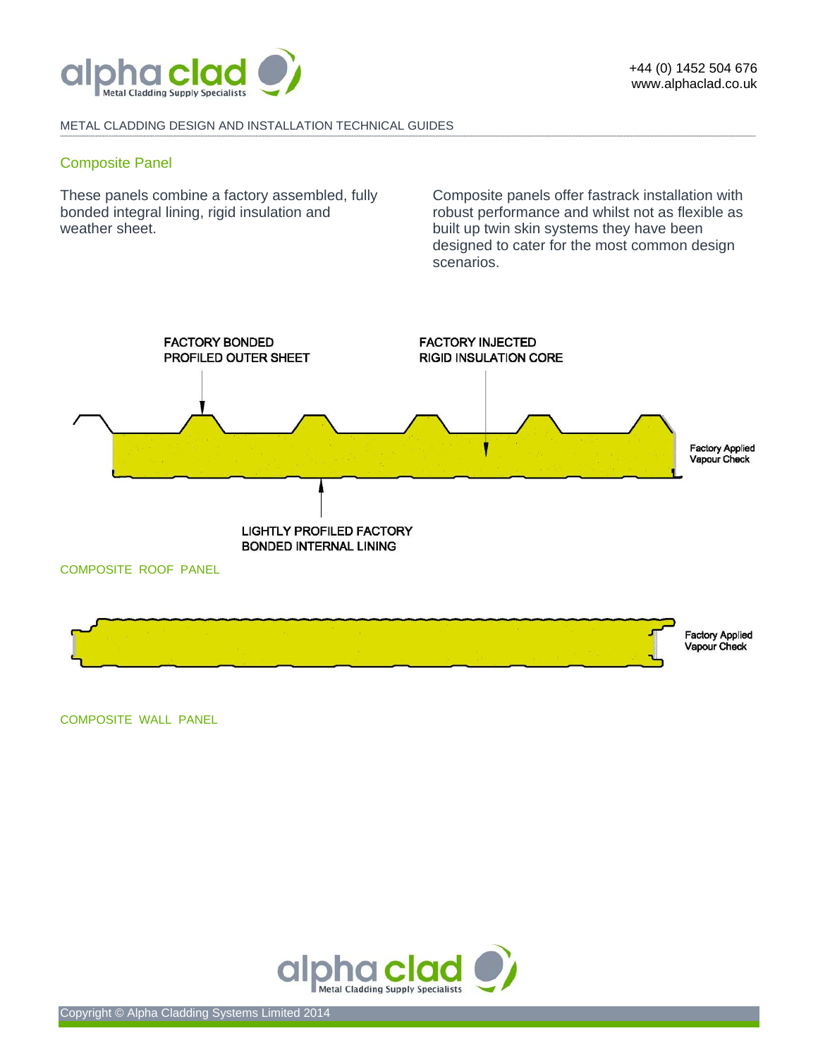## Composite Panel

These panels combine a factory assembled, fully bonded integral lining, rigid insulation and weather sheet.

Composite panels offer fastrack installation with robust performance and whilst not as flexible as built up twin skin systems they have been designed to cater for the most common design scenarios.

FACTORY BONDED PROFILED OUTER SHEET

FACTORY INJECTED RIGID INSULATION CORE

Factory Applied Vapour Check

LIGHTLY PROFILED FACTORY BONDED INTERNAL LINING

COMPOSITE ROOF PANEL

Factory Applied Vapour Check

COMPOSITE WALL PANEL

Copyright © Alpha Cladding Systems Limited 2014